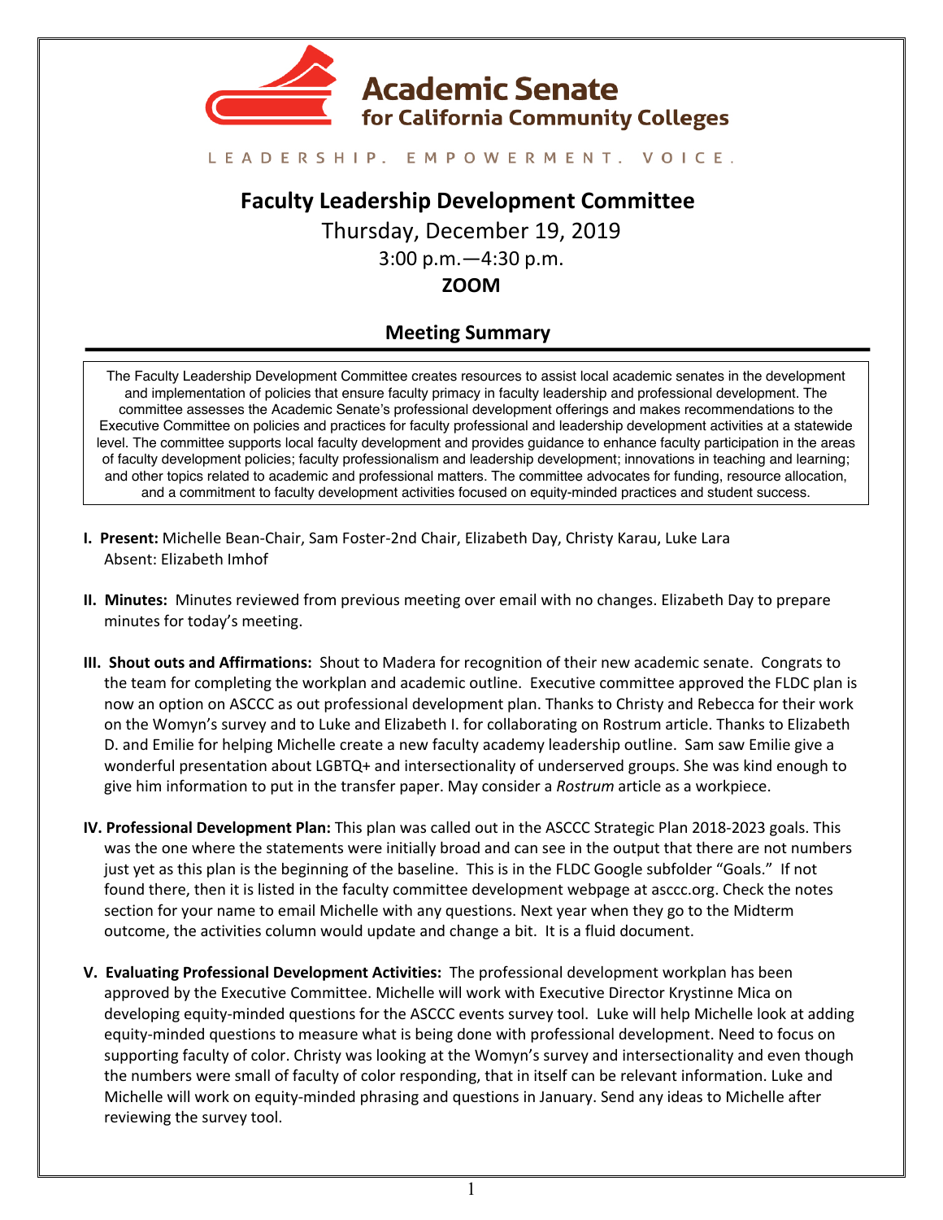**Academic Senate for California Community Colleges**

LEADERSHIP. EMPOWERMENT. VOICE.

# Faculty Leadership Development Committee

Thursday, December 19, 2019

3:00 p.m.—4:30 p.m.

**ZOOM**

## Meeting Summary

The Faculty Leadership Development Committee creates resources to assist local academic senates in the development and implementation of policies that ensure faculty primacy in faculty leadership and professional development. The committee assesses the Academic Senate's professional development offerings and makes recommendations to the Executive Committee on policies and practices for faculty professional and leadership development activities at a statewide level. The committee supports local faculty development and provides guidance to enhance faculty participation in the areas of faculty development policies; faculty professionalism and leadership development; innovations in teaching and learning; and other topics related to academic and professional matters. The committee advocates for funding, resource allocation, and a commitment to faculty development activities focused on equity-minded practices and student success.

**I. Present:** Michelle Bean-Chair, Sam Foster-2nd Chair, Elizabeth Day, Christy Karau, Luke Lara
Absent: Elizabeth Imhof

**II. Minutes:** Minutes reviewed from previous meeting over email with no changes. Elizabeth Day to prepare minutes for today's meeting.

**III. Shout outs and Affirmations:** Shout to Madera for recognition of their new academic senate. Congrats to the team for completing the workplan and academic outline. Executive committee approved the FLDC plan is now an option on ASCCC as out professional development plan. Thanks to Christy and Rebecca for their work on the Womyn's survey and to Luke and Elizabeth I. for collaborating on Rostrum article. Thanks to Elizabeth D. and Emilie for helping Michelle create a new faculty academy leadership outline. Sam saw Emilie give a wonderful presentation about LGBTQ+ and intersectionality of underserved groups. She was kind enough to give him information to put in the transfer paper. May consider a *Rostrum* article as a workpiece.

**IV. Professional Development Plan:** This plan was called out in the ASCCC Strategic Plan 2018-2023 goals. This was the one where the statements were initially broad and can see in the output that there are not numbers just yet as this plan is the beginning of the baseline. This is in the FLDC Google subfolder "Goals." If not found there, then it is listed in the faculty committee development webpage at asccc.org. Check the notes section for your name to email Michelle with any questions. Next year when they go to the Midterm outcome, the activities column would update and change a bit. It is a fluid document.

**V. Evaluating Professional Development Activities:** The professional development workplan has been approved by the Executive Committee. Michelle will work with Executive Director Krystinne Mica on developing equity-minded questions for the ASCCC events survey tool. Luke will help Michelle look at adding equity-minded questions to measure what is being done with professional development. Need to focus on supporting faculty of color. Christy was looking at the Womyn's survey and intersectionality and even though the numbers were small of faculty of color responding, that in itself can be relevant information. Luke and Michelle will work on equity-minded phrasing and questions in January. Send any ideas to Michelle after reviewing the survey tool.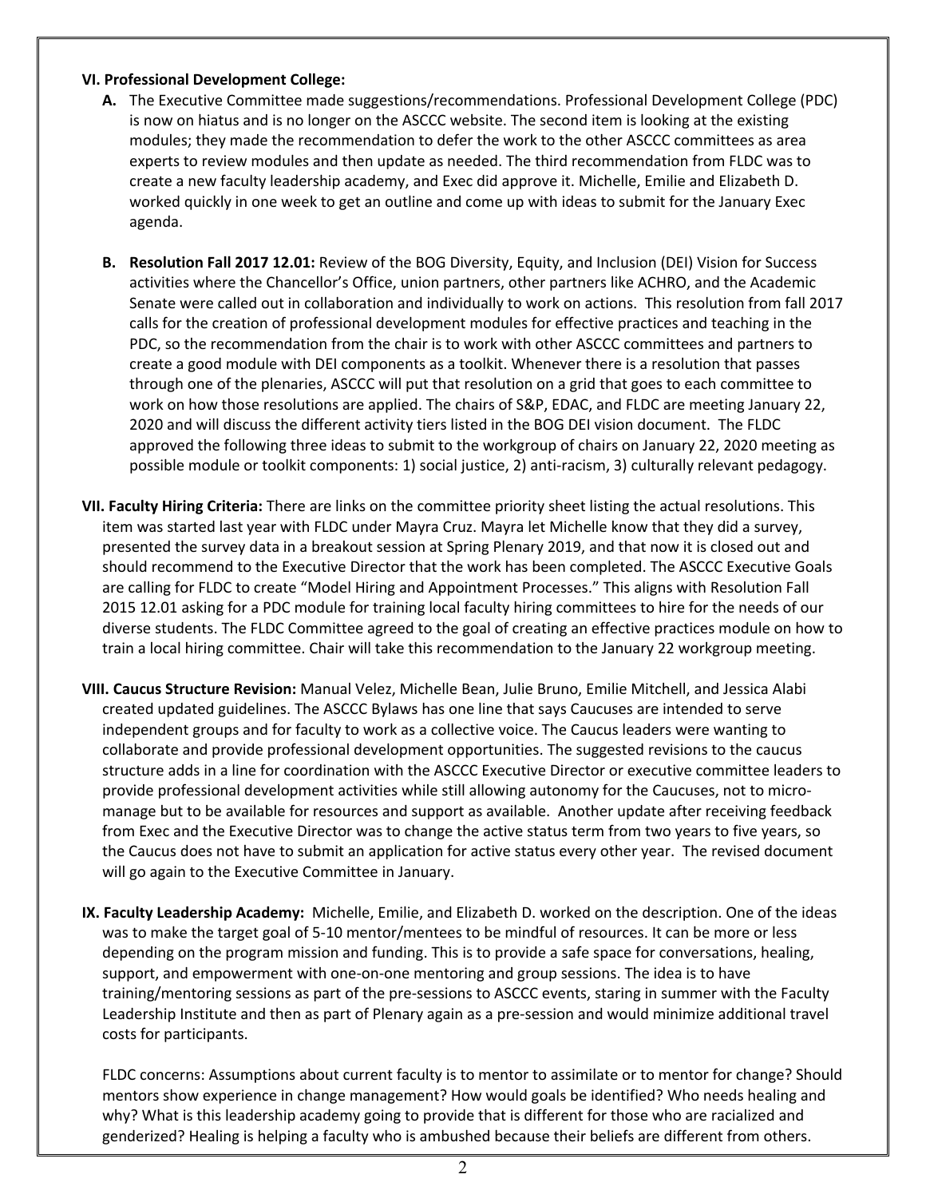**VI. Professional Development College:**

**A.** The Executive Committee made suggestions/recommendations. Professional Development College (PDC) is now on hiatus and is no longer on the ASCCC website. The second item is looking at the existing modules; they made the recommendation to defer the work to the other ASCCC committees as area experts to review modules and then update as needed. The third recommendation from FLDC was to create a new faculty leadership academy, and Exec did approve it. Michelle, Emilie and Elizabeth D. worked quickly in one week to get an outline and come up with ideas to submit for the January Exec agenda.

**B. Resolution Fall 2017 12.01:** Review of the BOG Diversity, Equity, and Inclusion (DEI) Vision for Success activities where the Chancellor's Office, union partners, other partners like ACHRO, and the Academic Senate were called out in collaboration and individually to work on actions. This resolution from fall 2017 calls for the creation of professional development modules for effective practices and teaching in the PDC, so the recommendation from the chair is to work with other ASCCC committees and partners to create a good module with DEI components as a toolkit. Whenever there is a resolution that passes through one of the plenaries, ASCCC will put that resolution on a grid that goes to each committee to work on how those resolutions are applied. The chairs of S&P, EDAC, and FLDC are meeting January 22, 2020 and will discuss the different activity tiers listed in the BOG DEI vision document. The FLDC approved the following three ideas to submit to the workgroup of chairs on January 22, 2020 meeting as possible module or toolkit components: 1) social justice, 2) anti-racism, 3) culturally relevant pedagogy.

**VII. Faculty Hiring Criteria:** There are links on the committee priority sheet listing the actual resolutions. This item was started last year with FLDC under Mayra Cruz. Mayra let Michelle know that they did a survey, presented the survey data in a breakout session at Spring Plenary 2019, and that now it is closed out and should recommend to the Executive Director that the work has been completed. The ASCCC Executive Goals are calling for FLDC to create "Model Hiring and Appointment Processes." This aligns with Resolution Fall 2015 12.01 asking for a PDC module for training local faculty hiring committees to hire for the needs of our diverse students. The FLDC Committee agreed to the goal of creating an effective practices module on how to train a local hiring committee. Chair will take this recommendation to the January 22 workgroup meeting.

**VIII. Caucus Structure Revision:** Manual Velez, Michelle Bean, Julie Bruno, Emilie Mitchell, and Jessica Alabi created updated guidelines. The ASCCC Bylaws has one line that says Caucuses are intended to serve independent groups and for faculty to work as a collective voice. The Caucus leaders were wanting to collaborate and provide professional development opportunities. The suggested revisions to the caucus structure adds in a line for coordination with the ASCCC Executive Director or executive committee leaders to provide professional development activities while still allowing autonomy for the Caucuses, not to micro-manage but to be available for resources and support as available. Another update after receiving feedback from Exec and the Executive Director was to change the active status term from two years to five years, so the Caucus does not have to submit an application for active status every other year. The revised document will go again to the Executive Committee in January.

**IX. Faculty Leadership Academy:** Michelle, Emilie, and Elizabeth D. worked on the description. One of the ideas was to make the target goal of 5-10 mentor/mentees to be mindful of resources. It can be more or less depending on the program mission and funding. This is to provide a safe space for conversations, healing, support, and empowerment with one-on-one mentoring and group sessions. The idea is to have training/mentoring sessions as part of the pre-sessions to ASCCC events, staring in summer with the Faculty Leadership Institute and then as part of Plenary again as a pre-session and would minimize additional travel costs for participants.

FLDC concerns: Assumptions about current faculty is to mentor to assimilate or to mentor for change? Should mentors show experience in change management? How would goals be identified? Who needs healing and why? What is this leadership academy going to provide that is different for those who are racialized and genderized? Healing is helping a faculty who is ambushed because their beliefs are different from others.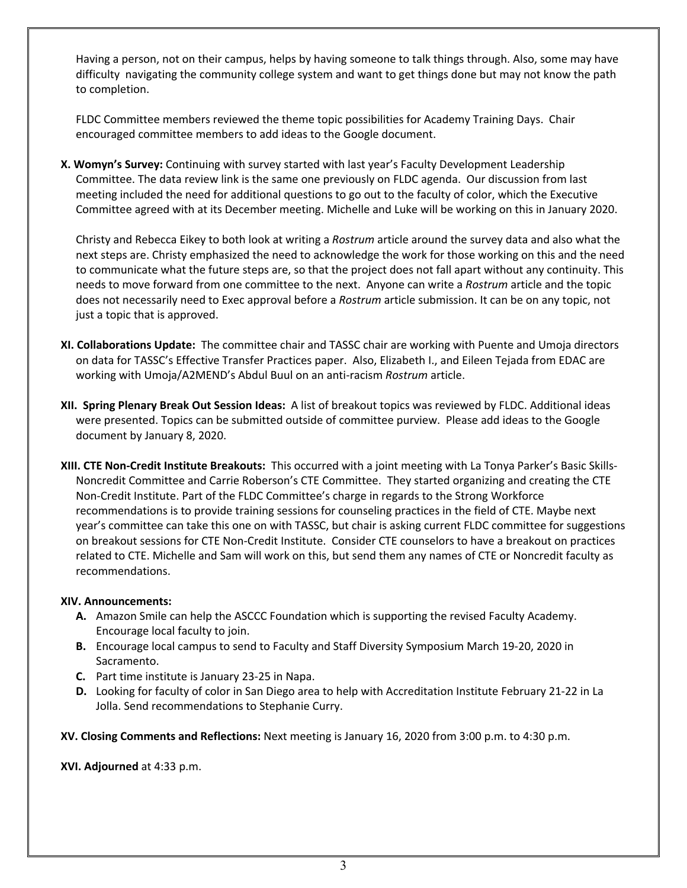Having a person, not on their campus, helps by having someone to talk things through. Also, some may have difficulty navigating the community college system and want to get things done but may not know the path to completion.

FLDC Committee members reviewed the theme topic possibilities for Academy Training Days. Chair encouraged committee members to add ideas to the Google document.

**X. Womyn's Survey:** Continuing with survey started with last year's Faculty Development Leadership Committee. The data review link is the same one previously on FLDC agenda. Our discussion from last meeting included the need for additional questions to go out to the faculty of color, which the Executive Committee agreed with at its December meeting. Michelle and Luke will be working on this in January 2020.

Christy and Rebecca Eikey to both look at writing a *Rostrum* article around the survey data and also what the next steps are. Christy emphasized the need to acknowledge the work for those working on this and the need to communicate what the future steps are, so that the project does not fall apart without any continuity. This needs to move forward from one committee to the next. Anyone can write a *Rostrum* article and the topic does not necessarily need to Exec approval before a *Rostrum* article submission. It can be on any topic, not just a topic that is approved.

**XI. Collaborations Update:** The committee chair and TASSC chair are working with Puente and Umoja directors on data for TASSC's Effective Transfer Practices paper. Also, Elizabeth I., and Eileen Tejada from EDAC are working with Umoja/A2MEND's Abdul Buul on an anti-racism *Rostrum* article.

**XII. Spring Plenary Break Out Session Ideas:** A list of breakout topics was reviewed by FLDC. Additional ideas were presented. Topics can be submitted outside of committee purview. Please add ideas to the Google document by January 8, 2020.

**XIII. CTE Non-Credit Institute Breakouts:** This occurred with a joint meeting with La Tonya Parker's Basic Skills-Noncredit Committee and Carrie Roberson's CTE Committee. They started organizing and creating the CTE Non-Credit Institute. Part of the FLDC Committee's charge in regards to the Strong Workforce recommendations is to provide training sessions for counseling practices in the field of CTE. Maybe next year's committee can take this one on with TASSC, but chair is asking current FLDC committee for suggestions on breakout sessions for CTE Non-Credit Institute. Consider CTE counselors to have a breakout on practices related to CTE. Michelle and Sam will work on this, but send them any names of CTE or Noncredit faculty as recommendations.

**XIV. Announcements:**

- **A.** Amazon Smile can help the ASCCC Foundation which is supporting the revised Faculty Academy. Encourage local faculty to join.
- **B.** Encourage local campus to send to Faculty and Staff Diversity Symposium March 19-20, 2020 in Sacramento.
- **C.** Part time institute is January 23-25 in Napa.
- **D.** Looking for faculty of color in San Diego area to help with Accreditation Institute February 21-22 in La Jolla. Send recommendations to Stephanie Curry.

**XV. Closing Comments and Reflections:** Next meeting is January 16, 2020 from 3:00 p.m. to 4:30 p.m.

**XVI. Adjourned** at 4:33 p.m.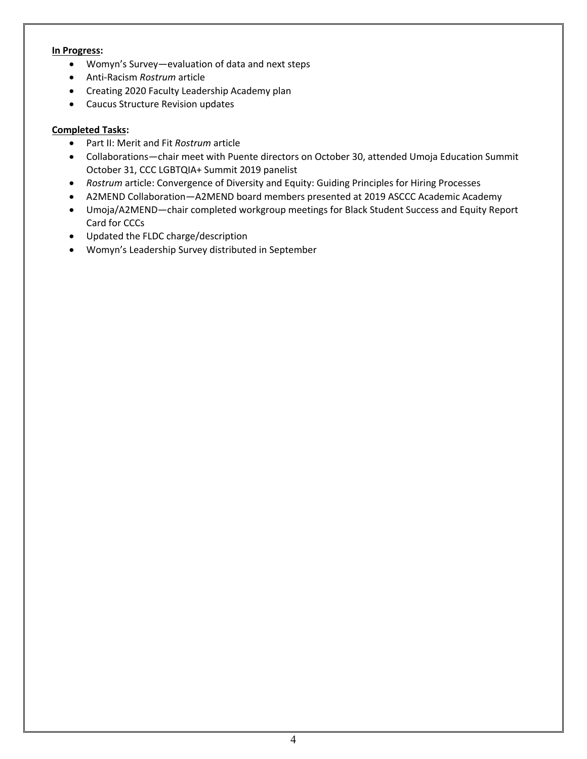**In Progress:**

- Womyn's Survey—evaluation of data and next steps
- Anti-Racism *Rostrum* article
- Creating 2020 Faculty Leadership Academy plan
- Caucus Structure Revision updates

**Completed Tasks:**

- Part II: Merit and Fit *Rostrum* article
- Collaborations—chair meet with Puente directors on October 30, attended Umoja Education Summit October 31, CCC LGBTQIA+ Summit 2019 panelist
- *Rostrum* article: Convergence of Diversity and Equity: Guiding Principles for Hiring Processes
- A2MEND Collaboration—A2MEND board members presented at 2019 ASCCC Academic Academy
- Umoja/A2MEND—chair completed workgroup meetings for Black Student Success and Equity Report Card for CCCs
- Updated the FLDC charge/description
- Womyn's Leadership Survey distributed in September